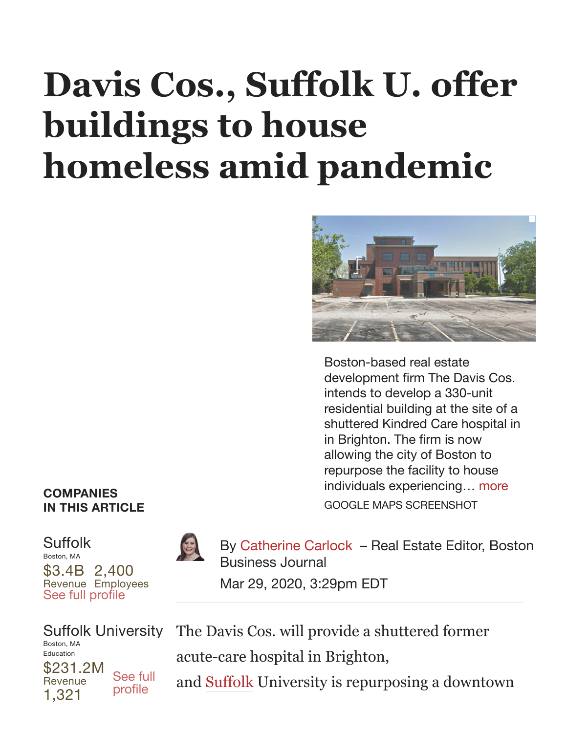# Davis Cos., Suffolk U. offer buildings to house homeless amid pandemic

Boston-based real estate development firm The Davis Cos. intends to develop a 330-unit residential building at the site of a shuttered Kindred Care hospital in in Brighton. The firm is now allowing the city of Boston to repurpose the facility to house individuals experiencing… more

GOOGLE MAPS SCREENSHOT

**COMPANIES IN THIS ARTICLE**

Suffolk
Boston, MA
$3.4B Revenue
2,400 Employees
See full profile

Suffolk University
Boston, MA
Education
$231.2M Revenue
1,321
See full profile

By Catherine Carlock – Real Estate Editor, Boston Business Journal

Mar 29, 2020, 3:29pm EDT

The Davis Cos. will provide a shuttered former acute-care hospital in Brighton, and Suffolk University is repurposing a downtown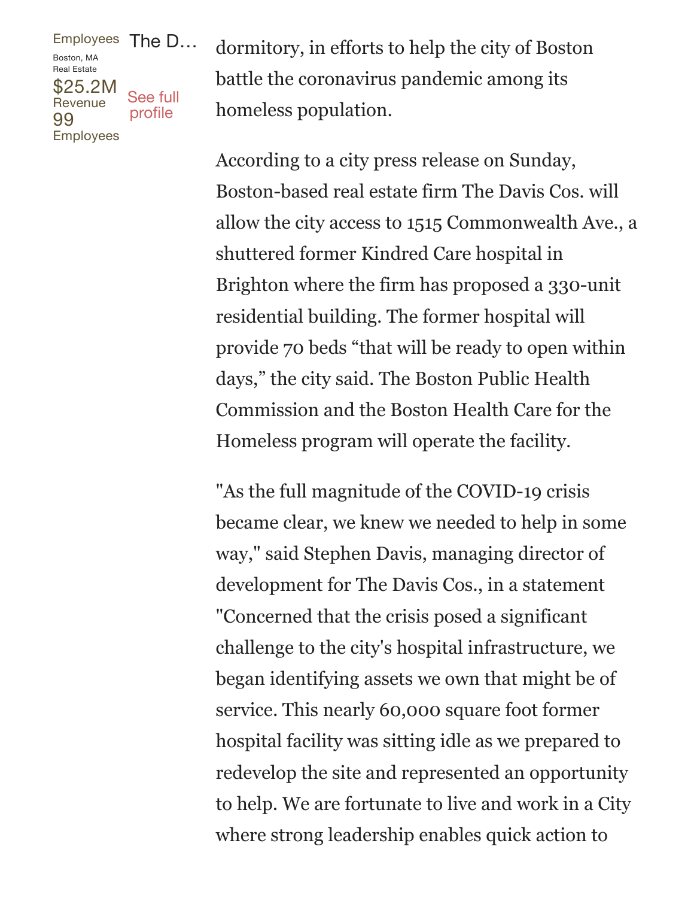Employees

The D…

Boston, MA
Real Estate

$25.2M
Revenue

99
Employees

See full profile

dormitory, in efforts to help the city of Boston battle the coronavirus pandemic among its homeless population.

According to a city press release on Sunday, Boston-based real estate firm The Davis Cos. will allow the city access to 1515 Commonwealth Ave., a shuttered former Kindred Care hospital in Brighton where the firm has proposed a 330-unit residential building. The former hospital will provide 70 beds "that will be ready to open within days," the city said. The Boston Public Health Commission and the Boston Health Care for the Homeless program will operate the facility.

"As the full magnitude of the COVID-19 crisis became clear, we knew we needed to help in some way," said Stephen Davis, managing director of development for The Davis Cos., in a statement "Concerned that the crisis posed a significant challenge to the city's hospital infrastructure, we began identifying assets we own that might be of service. This nearly 60,000 square foot former hospital facility was sitting idle as we prepared to redevelop the site and represented an opportunity to help. We are fortunate to live and work in a City where strong leadership enables quick action to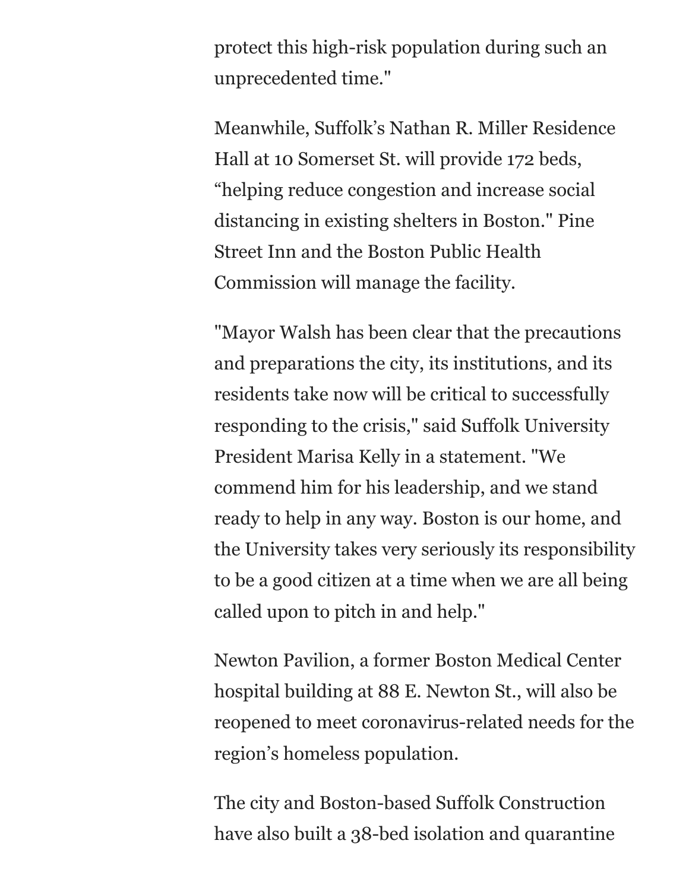protect this high-risk population during such an unprecedented time."

Meanwhile, Suffolk's Nathan R. Miller Residence Hall at 10 Somerset St. will provide 172 beds, "helping reduce congestion and increase social distancing in existing shelters in Boston." Pine Street Inn and the Boston Public Health Commission will manage the facility.

"Mayor Walsh has been clear that the precautions and preparations the city, its institutions, and its residents take now will be critical to successfully responding to the crisis," said Suffolk University President Marisa Kelly in a statement. "We commend him for his leadership, and we stand ready to help in any way. Boston is our home, and the University takes very seriously its responsibility to be a good citizen at a time when we are all being called upon to pitch in and help."

Newton Pavilion, a former Boston Medical Center hospital building at 88 E. Newton St., will also be reopened to meet coronavirus-related needs for the region's homeless population.

The city and Boston-based Suffolk Construction have also built a 38-bed isolation and quarantine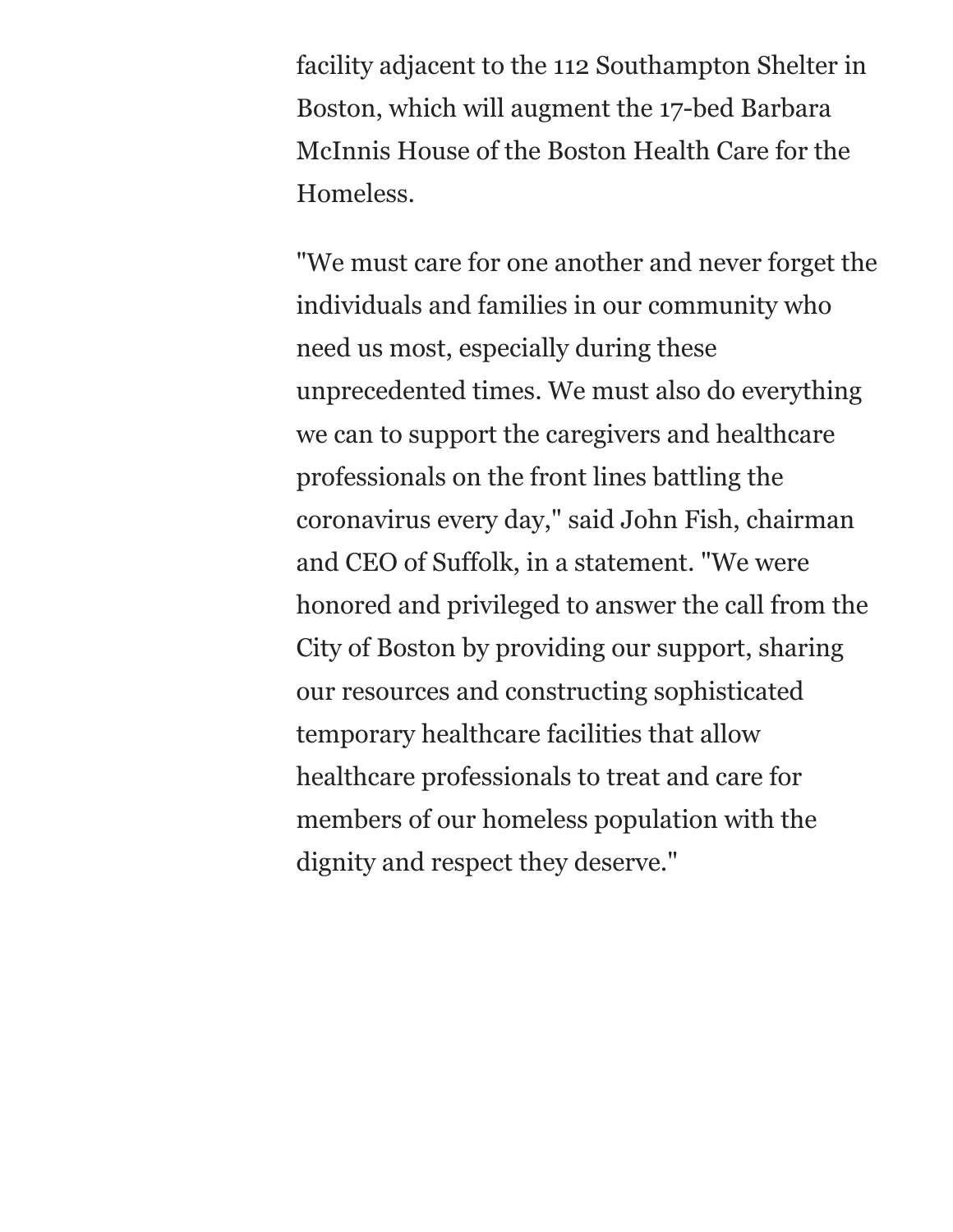facility adjacent to the 112 Southampton Shelter in Boston, which will augment the 17-bed Barbara McInnis House of the Boston Health Care for the Homeless.

"We must care for one another and never forget the individuals and families in our community who need us most, especially during these unprecedented times. We must also do everything we can to support the caregivers and healthcare professionals on the front lines battling the coronavirus every day," said John Fish, chairman and CEO of Suffolk, in a statement. "We were honored and privileged to answer the call from the City of Boston by providing our support, sharing our resources and constructing sophisticated temporary healthcare facilities that allow healthcare professionals to treat and care for members of our homeless population with the dignity and respect they deserve."